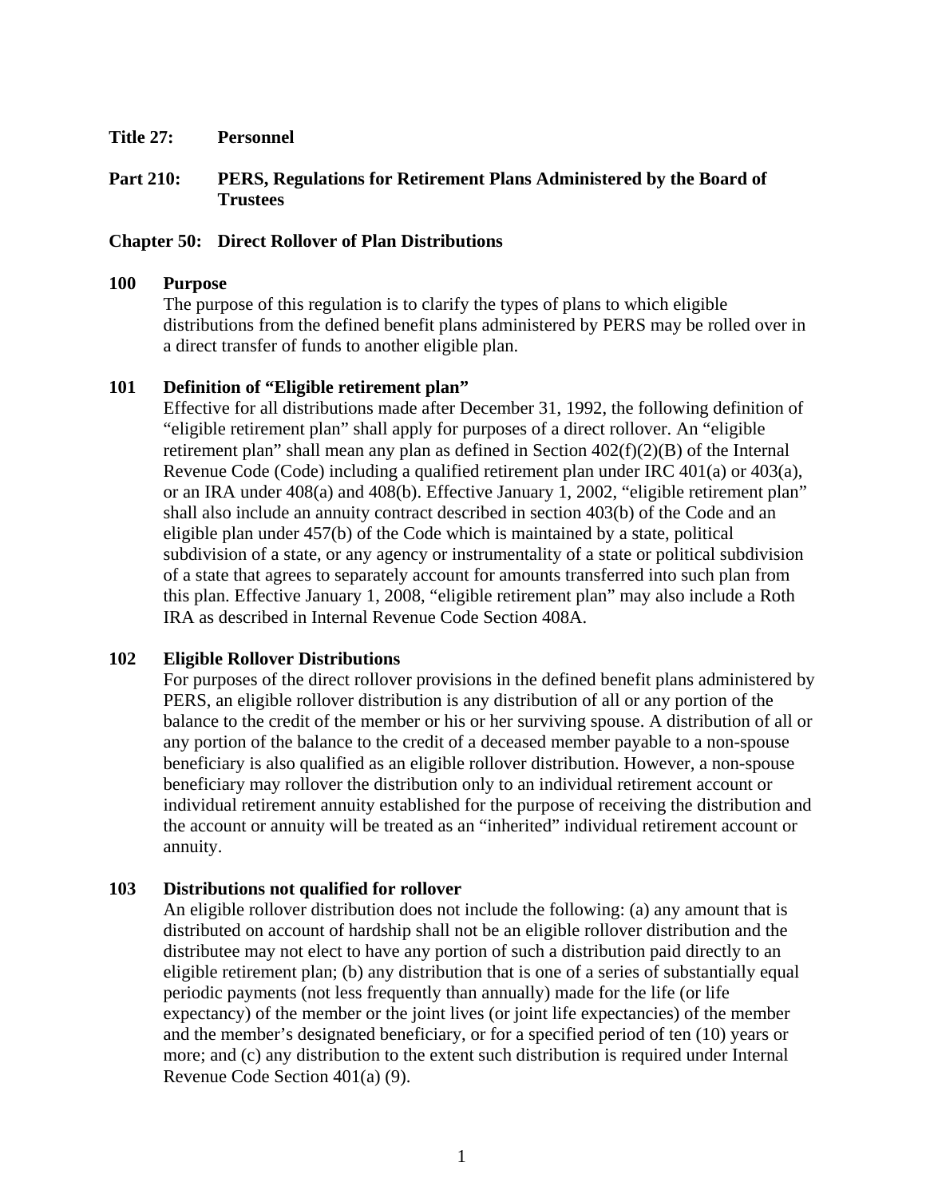**Title 27: Personnel**

**Part 210: PERS, Regulations for Retirement Plans Administered by the Board of Trustees**

**Chapter 50: Direct Rollover of Plan Distributions**

**100 Purpose**

The purpose of this regulation is to clarify the types of plans to which eligible distributions from the defined benefit plans administered by PERS may be rolled over in a direct transfer of funds to another eligible plan.

**101 Definition of "Eligible retirement plan"**

Effective for all distributions made after December 31, 1992, the following definition of "eligible retirement plan" shall apply for purposes of a direct rollover. An "eligible retirement plan" shall mean any plan as defined in Section 402(f)(2)(B) of the Internal Revenue Code (Code) including a qualified retirement plan under IRC 401(a) or 403(a), or an IRA under 408(a) and 408(b). Effective January 1, 2002, "eligible retirement plan" shall also include an annuity contract described in section 403(b) of the Code and an eligible plan under 457(b) of the Code which is maintained by a state, political subdivision of a state, or any agency or instrumentality of a state or political subdivision of a state that agrees to separately account for amounts transferred into such plan from this plan. Effective January 1, 2008, "eligible retirement plan" may also include a Roth IRA as described in Internal Revenue Code Section 408A.

**102 Eligible Rollover Distributions**

For purposes of the direct rollover provisions in the defined benefit plans administered by PERS, an eligible rollover distribution is any distribution of all or any portion of the balance to the credit of the member or his or her surviving spouse. A distribution of all or any portion of the balance to the credit of a deceased member payable to a non-spouse beneficiary is also qualified as an eligible rollover distribution. However, a non-spouse beneficiary may rollover the distribution only to an individual retirement account or individual retirement annuity established for the purpose of receiving the distribution and the account or annuity will be treated as an "inherited" individual retirement account or annuity.

**103 Distributions not qualified for rollover**

An eligible rollover distribution does not include the following: (a) any amount that is distributed on account of hardship shall not be an eligible rollover distribution and the distributee may not elect to have any portion of such a distribution paid directly to an eligible retirement plan; (b) any distribution that is one of a series of substantially equal periodic payments (not less frequently than annually) made for the life (or life expectancy) of the member or the joint lives (or joint life expectancies) of the member and the member's designated beneficiary, or for a specified period of ten (10) years or more; and (c) any distribution to the extent such distribution is required under Internal Revenue Code Section 401(a) (9).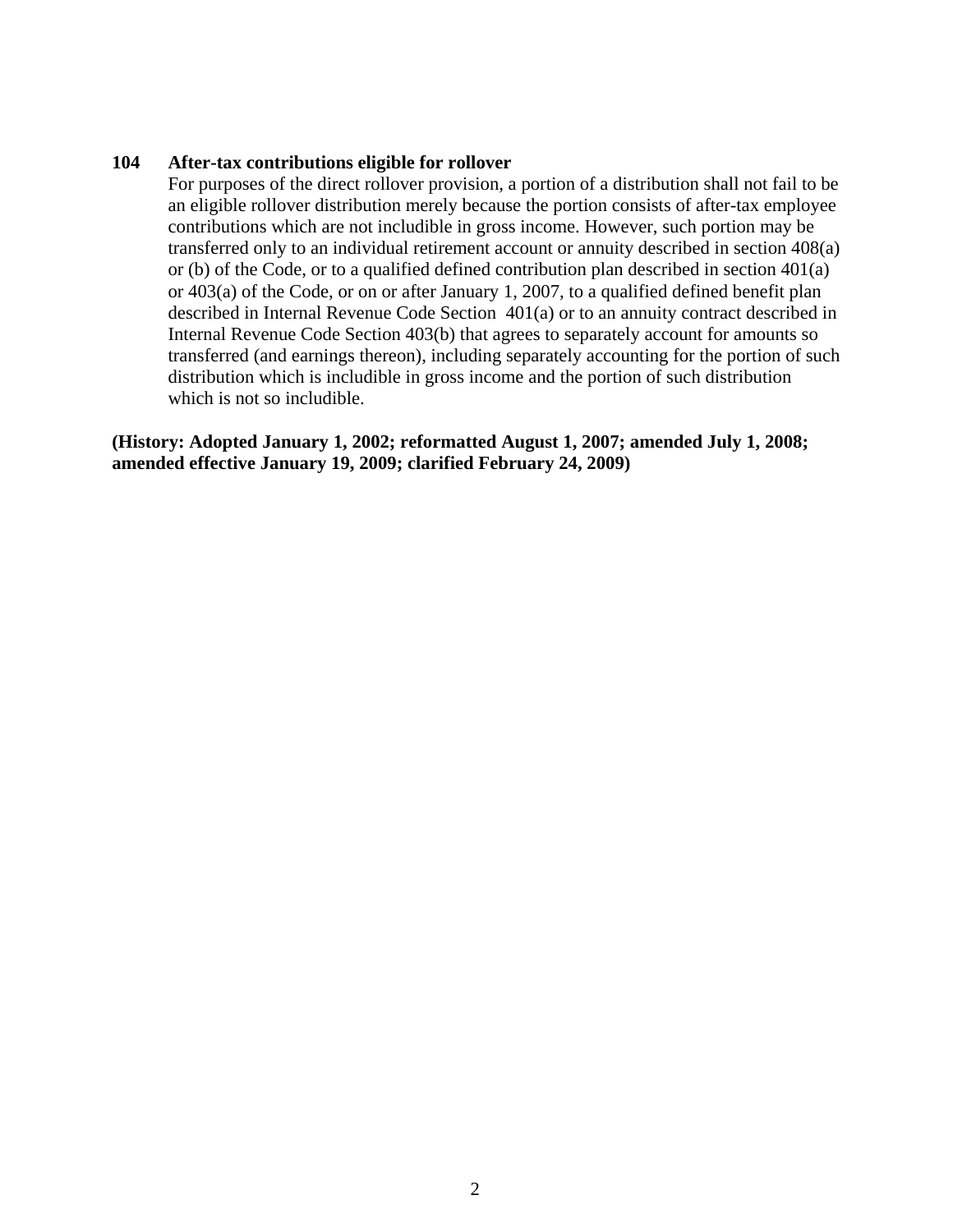**104 After-tax contributions eligible for rollover**

For purposes of the direct rollover provision, a portion of a distribution shall not fail to be an eligible rollover distribution merely because the portion consists of after-tax employee contributions which are not includible in gross income. However, such portion may be transferred only to an individual retirement account or annuity described in section 408(a) or (b) of the Code, or to a qualified defined contribution plan described in section 401(a) or 403(a) of the Code, or on or after January 1, 2007, to a qualified defined benefit plan described in Internal Revenue Code Section 401(a) or to an annuity contract described in Internal Revenue Code Section 403(b) that agrees to separately account for amounts so transferred (and earnings thereon), including separately accounting for the portion of such distribution which is includible in gross income and the portion of such distribution which is not so includible.

**(History: Adopted January 1, 2002; reformatted August 1, 2007; amended July 1, 2008; amended effective January 19, 2009; clarified February 24, 2009)**